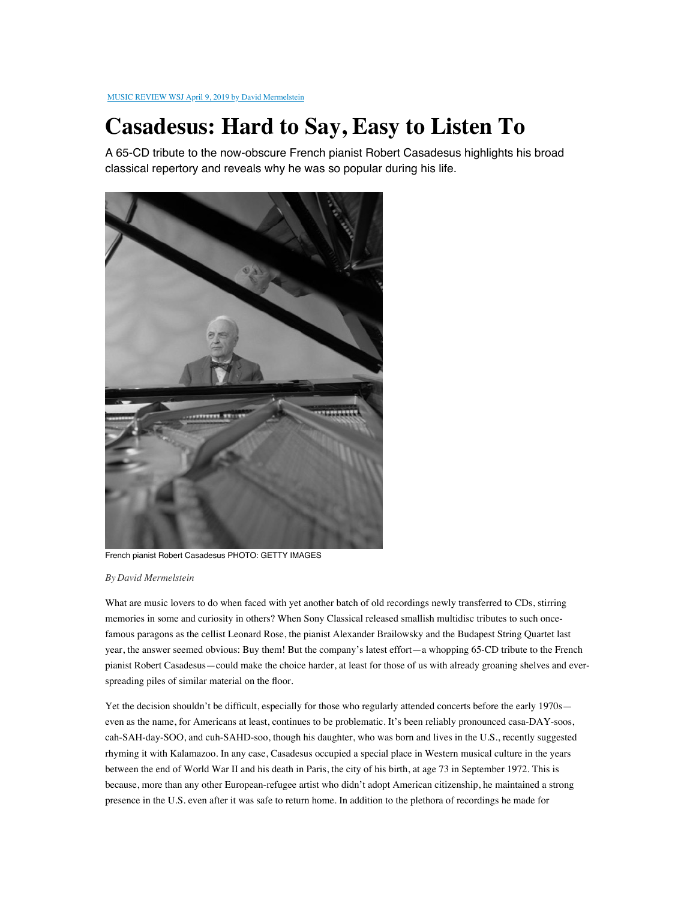MUSIC REVIEW WSJ April 9, 2019 by David Mermelstein

# Casadesus: Hard to Say, Easy to Listen To

A 65-CD tribute to the now-obscure French pianist Robert Casadesus highlights his broad classical repertory and reveals why he was so popular during his life.

French pianist Robert Casadesus PHOTO: GETTY IMAGES

*By David Mermelstein*

What are music lovers to do when faced with yet another batch of old recordings newly transferred to CDs, stirring memories in some and curiosity in others? When Sony Classical released smallish multidisc tributes to such once-famous paragons as the cellist Leonard Rose, the pianist Alexander Brailowsky and the Budapest String Quartet last year, the answer seemed obvious: Buy them! But the company's latest effort—a whopping 65-CD tribute to the French pianist Robert Casadesus—could make the choice harder, at least for those of us with already groaning shelves and ever-spreading piles of similar material on the floor.

Yet the decision shouldn't be difficult, especially for those who regularly attended concerts before the early 1970s—even as the name, for Americans at least, continues to be problematic. It's been reliably pronounced casa-DAY-soos, cah-SAH-day-SOO, and cuh-SAHD-soo, though his daughter, who was born and lives in the U.S., recently suggested rhyming it with Kalamazoo. In any case, Casadesus occupied a special place in Western musical culture in the years between the end of World War II and his death in Paris, the city of his birth, at age 73 in September 1972. This is because, more than any other European-refugee artist who didn't adopt American citizenship, he maintained a strong presence in the U.S. even after it was safe to return home. In addition to the plethora of recordings he made for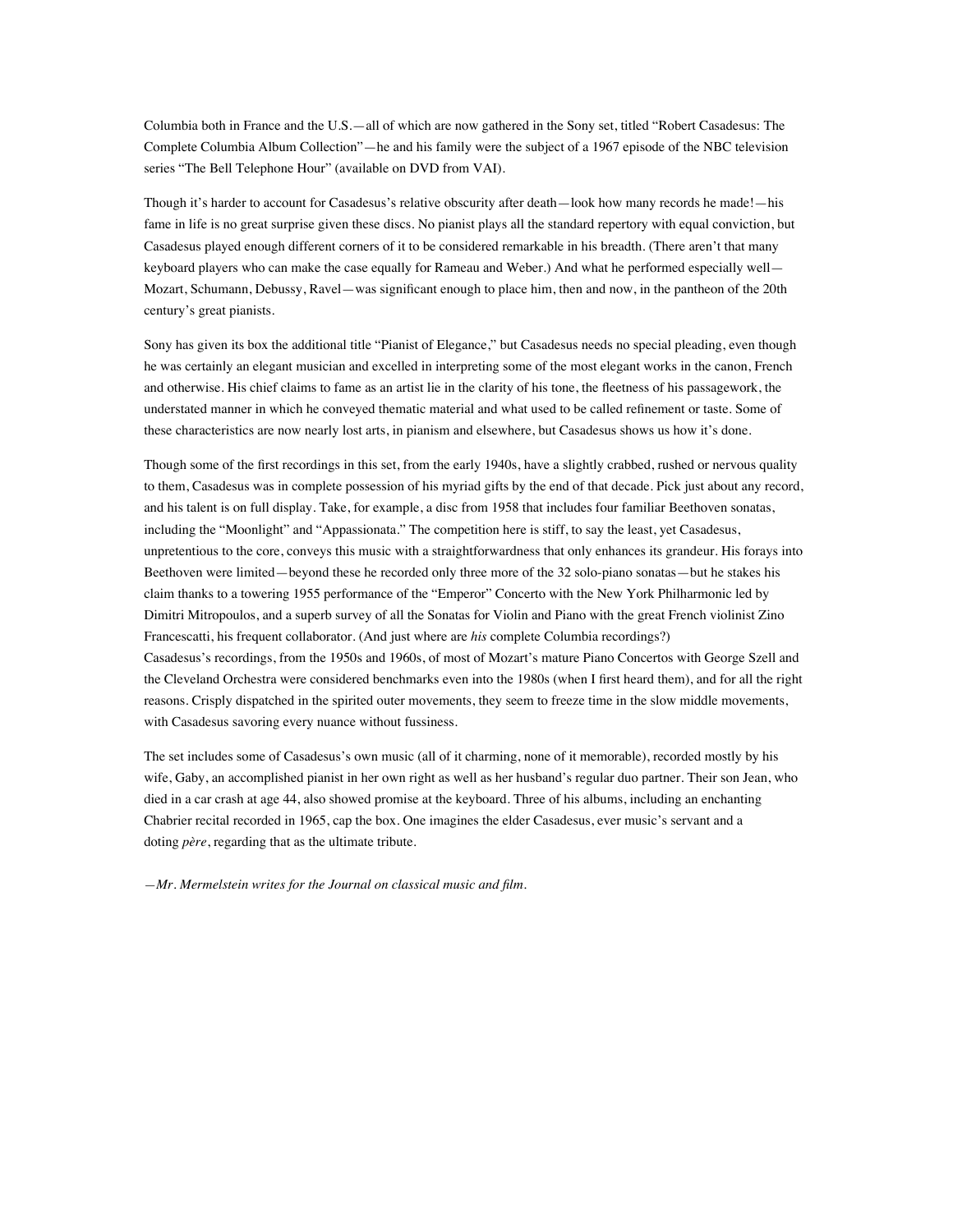Columbia both in France and the U.S.—all of which are now gathered in the Sony set, titled "Robert Casadesus: The Complete Columbia Album Collection"—he and his family were the subject of a 1967 episode of the NBC television series "The Bell Telephone Hour" (available on DVD from VAI).

Though it's harder to account for Casadesus's relative obscurity after death—look how many records he made!—his fame in life is no great surprise given these discs. No pianist plays all the standard repertory with equal conviction, but Casadesus played enough different corners of it to be considered remarkable in his breadth. (There aren't that many keyboard players who can make the case equally for Rameau and Weber.) And what he performed especially well—Mozart, Schumann, Debussy, Ravel—was significant enough to place him, then and now, in the pantheon of the 20th century's great pianists.

Sony has given its box the additional title "Pianist of Elegance," but Casadesus needs no special pleading, even though he was certainly an elegant musician and excelled in interpreting some of the most elegant works in the canon, French and otherwise. His chief claims to fame as an artist lie in the clarity of his tone, the fleetness of his passagework, the understated manner in which he conveyed thematic material and what used to be called refinement or taste. Some of these characteristics are now nearly lost arts, in pianism and elsewhere, but Casadesus shows us how it's done.

Though some of the first recordings in this set, from the early 1940s, have a slightly crabbed, rushed or nervous quality to them, Casadesus was in complete possession of his myriad gifts by the end of that decade. Pick just about any record, and his talent is on full display. Take, for example, a disc from 1958 that includes four familiar Beethoven sonatas, including the "Moonlight" and "Appassionata." The competition here is stiff, to say the least, yet Casadesus, unpretentious to the core, conveys this music with a straightforwardness that only enhances its grandeur. His forays into Beethoven were limited—beyond these he recorded only three more of the 32 solo-piano sonatas—but he stakes his claim thanks to a towering 1955 performance of the "Emperor" Concerto with the New York Philharmonic led by Dimitri Mitropoulos, and a superb survey of all the Sonatas for Violin and Piano with the great French violinist Zino Francescatti, his frequent collaborator. (And just where are *his* complete Columbia recordings?)
Casadesus's recordings, from the 1950s and 1960s, of most of Mozart's mature Piano Concertos with George Szell and the Cleveland Orchestra were considered benchmarks even into the 1980s (when I first heard them), and for all the right reasons. Crisply dispatched in the spirited outer movements, they seem to freeze time in the slow middle movements, with Casadesus savoring every nuance without fussiness.

The set includes some of Casadesus's own music (all of it charming, none of it memorable), recorded mostly by his wife, Gaby, an accomplished pianist in her own right as well as her husband's regular duo partner. Their son Jean, who died in a car crash at age 44, also showed promise at the keyboard. Three of his albums, including an enchanting Chabrier recital recorded in 1965, cap the box. One imagines the elder Casadesus, ever music's servant and a doting *père*, regarding that as the ultimate tribute.

*—Mr. Mermelstein writes for the Journal on classical music and film.*